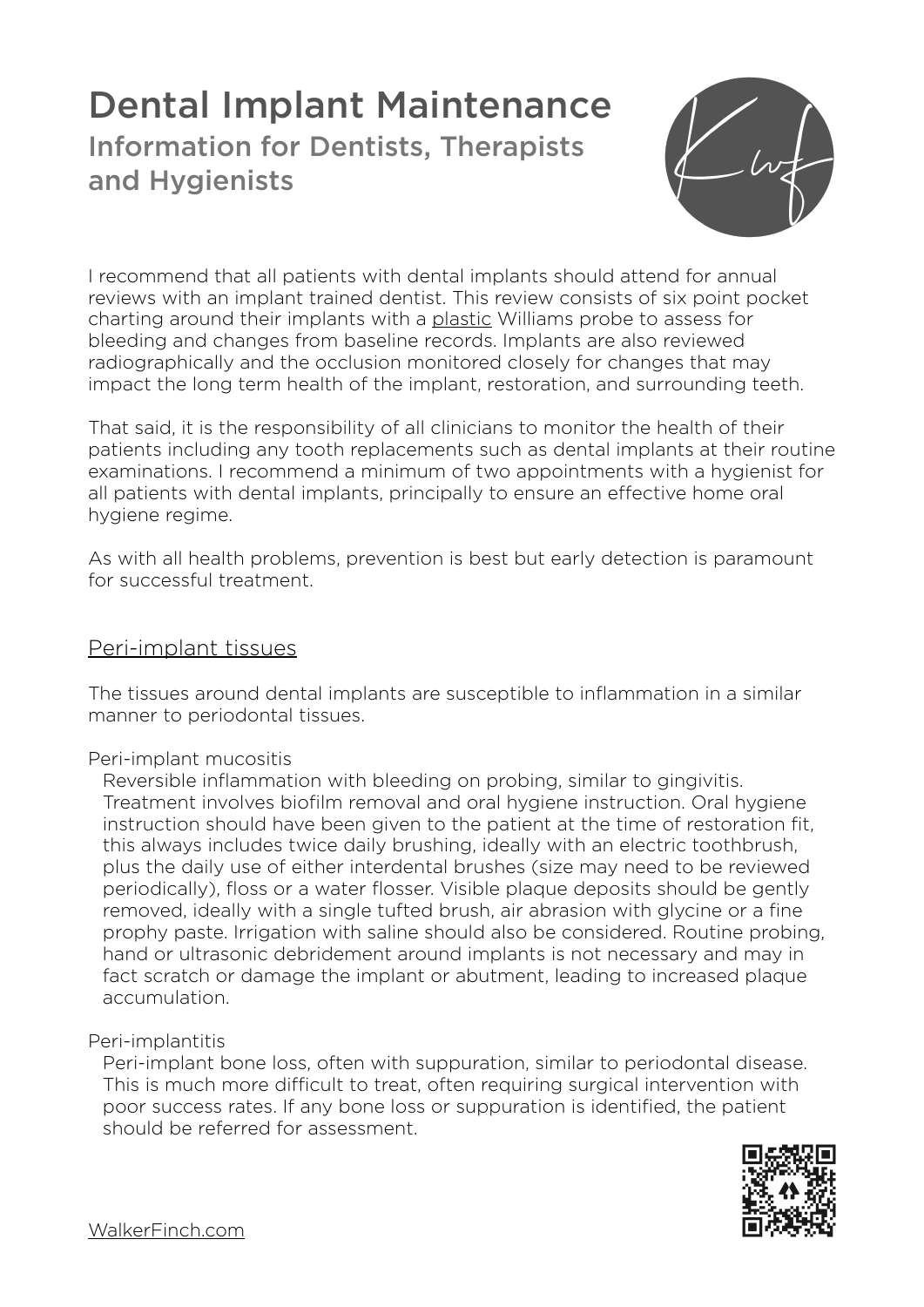# Dental Implant Maintenance

## Information for Dentists, Therapists and Hygienists

I recommend that all patients with dental implants should attend for annual reviews with an implant trained dentist. This review consists of six point pocket charting around their implants with a plastic Williams probe to assess for bleeding and changes from baseline records. Implants are also reviewed radiographically and the occlusion monitored closely for changes that may impact the long term health of the implant, restoration, and surrounding teeth.

That said, it is the responsibility of all clinicians to monitor the health of their patients including any tooth replacements such as dental implants at their routine examinations. I recommend a minimum of two appointments with a hygienist for all patients with dental implants, principally to ensure an effective home oral hygiene regime.

As with all health problems, prevention is best but early detection is paramount for successful treatment.

### Peri-implant tissues

The tissues around dental implants are susceptible to inflammation in a similar manner to periodontal tissues.

Peri-implant mucositis

Reversible inflammation with bleeding on probing, similar to gingivitis. Treatment involves biofilm removal and oral hygiene instruction. Oral hygiene instruction should have been given to the patient at the time of restoration fit, this always includes twice daily brushing, ideally with an electric toothbrush, plus the daily use of either interdental brushes (size may need to be reviewed periodically), floss or a water flosser. Visible plaque deposits should be gently removed, ideally with a single tufted brush, air abrasion with glycine or a fine prophy paste. Irrigation with saline should also be considered. Routine probing, hand or ultrasonic debridement around implants is not necessary and may in fact scratch or damage the implant or abutment, leading to increased plaque accumulation.

Peri-implantitis

Peri-implant bone loss, often with suppuration, similar to periodontal disease. This is much more difficult to treat, often requiring surgical intervention with poor success rates. If any bone loss or suppuration is identified, the patient should be referred for assessment.

WalkerFinch.com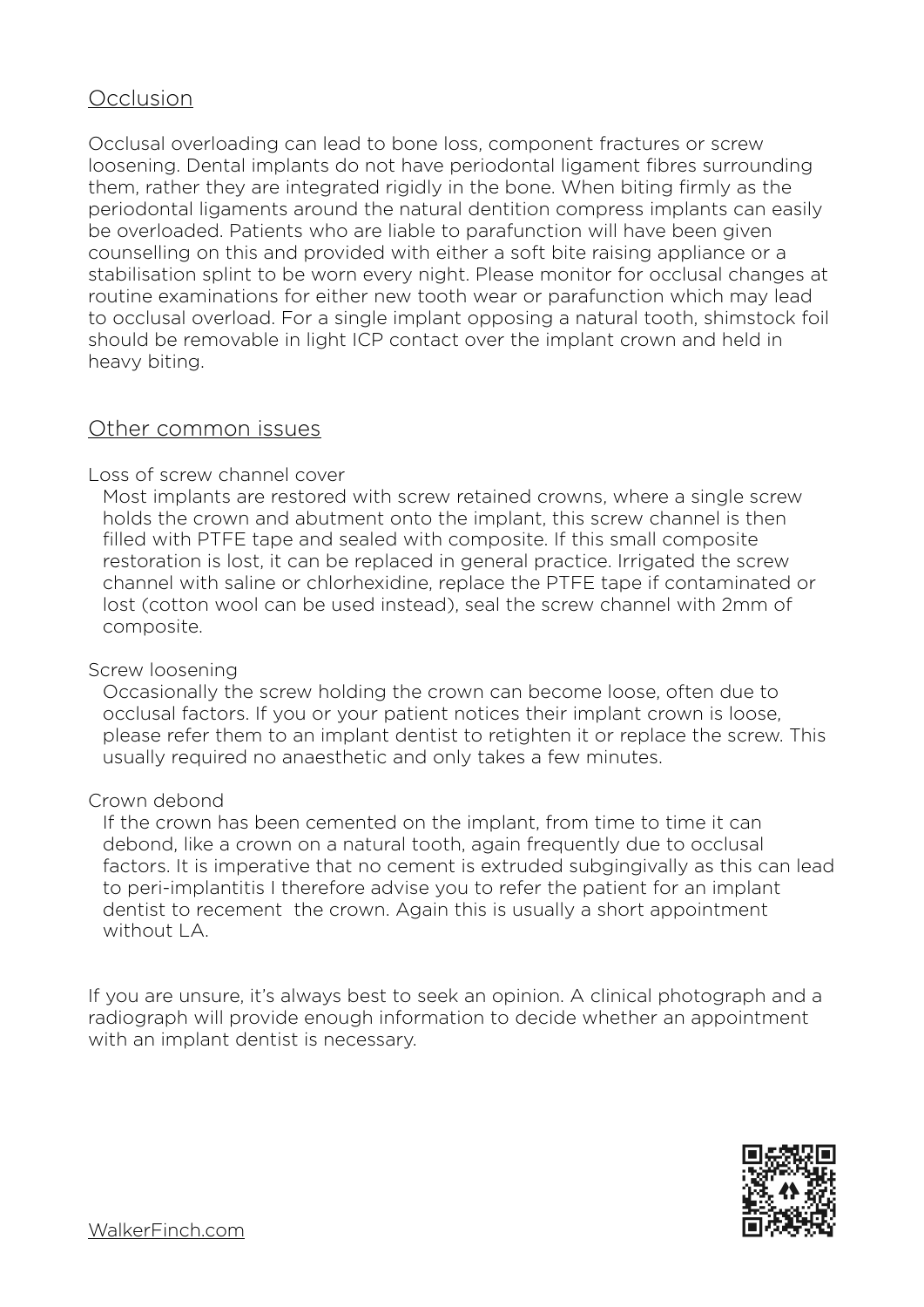## Occlusion

Occlusal overloading can lead to bone loss, component fractures or screw loosening. Dental implants do not have periodontal ligament fibres surrounding them, rather they are integrated rigidly in the bone. When biting firmly as the periodontal ligaments around the natural dentition compress implants can easily be overloaded. Patients who are liable to parafunction will have been given counselling on this and provided with either a soft bite raising appliance or a stabilisation splint to be worn every night. Please monitor for occlusal changes at routine examinations for either new tooth wear or parafunction which may lead to occlusal overload. For a single implant opposing a natural tooth, shimstock foil should be removable in light ICP contact over the implant crown and held in heavy biting.

## Other common issues

Loss of screw channel cover

Most implants are restored with screw retained crowns, where a single screw holds the crown and abutment onto the implant, this screw channel is then filled with PTFE tape and sealed with composite. If this small composite restoration is lost, it can be replaced in general practice. Irrigated the screw channel with saline or chlorhexidine, replace the PTFE tape if contaminated or lost (cotton wool can be used instead), seal the screw channel with 2mm of composite.

Screw loosening

Occasionally the screw holding the crown can become loose, often due to occlusal factors. If you or your patient notices their implant crown is loose, please refer them to an implant dentist to retighten it or replace the screw. This usually required no anaesthetic and only takes a few minutes.

Crown debond

If the crown has been cemented on the implant, from time to time it can debond, like a crown on a natural tooth, again frequently due to occlusal factors. It is imperative that no cement is extruded subgingivally as this can lead to peri-implantitis I therefore advise you to refer the patient for an implant dentist to recement the crown. Again this is usually a short appointment without LA.

If you are unsure, it's always best to seek an opinion. A clinical photograph and a radiograph will provide enough information to decide whether an appointment with an implant dentist is necessary.

WalkerFinch.com